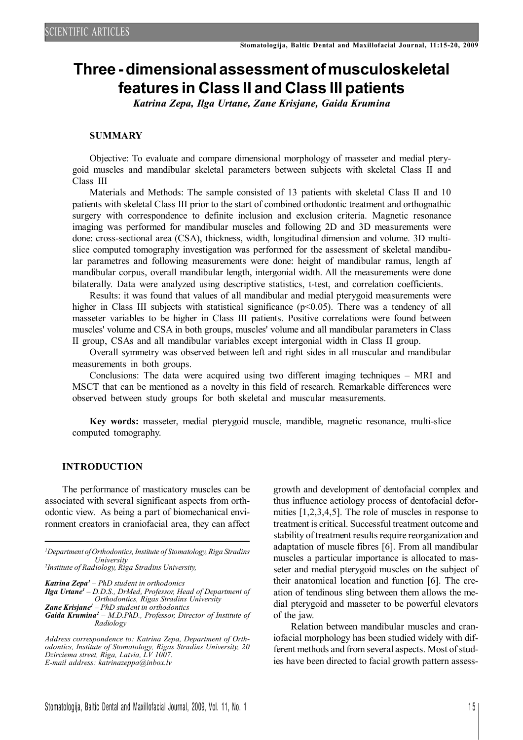SCIENTIFIC ARTICLES

# Three - dimensional assessment of musculoskeletal features in Class II and Class III patients

*Katrina Zepa, Ilga Urtane, Zane Krisjane, Gaida Krumina*

## SUMMARY

Objective: To evaluate and compare dimensional morphology of masseter and medial pterygoid muscles and mandibular skeletal parameters between subjects with skeletal Class II and Class III

Materials and Methods: The sample consisted of 13 patients with skeletal Class II and 10 patients with skeletal Class III prior to the start of combined orthodontic treatment and orthognathic surgery with correspondence to definite inclusion and exclusion criteria. Magnetic resonance imaging was performed for mandibular muscles and following 2D and 3D measurements were done: cross-sectional area (CSA), thickness, width, longitudinal dimension and volume. 3D multi-slice computed tomography investigation was performed for the assessment of skeletal mandibular parametres and following measurements were done: height of mandibular ramus, length af mandibular corpus, overall mandibular length, intergonial width. All the measurements were done bilaterally. Data were analyzed using descriptive statistics, t-test, and correlation coefficients.

Results: it was found that values of all mandibular and medial pterygoid measurements were higher in Class III subjects with statistical significance ($p<0.05$). There was a tendency of all masseter variables to be higher in Class III patients. Positive correlations were found between muscles' volume and CSA in both groups, muscles' volume and all mandibular parameters in Class II group, CSAs and all mandibular variables except intergonial width in Class II group.

Overall symmetry was observed between left and right sides in all muscular and mandibular measurements in both groups.

Conclusions: The data were acquired using two different imaging techniques – MRI and MSCT that can be mentioned as a novelty in this field of research. Remarkable differences were observed between study groups for both skeletal and muscular measurements.

**Key words:** masseter, medial pterygoid muscle, mandible, magnetic resonance, multi-slice computed tomography.

## INTRODUCTION

The performance of masticatory muscles can be associated with several significant aspects from orthodontic view. As being a part of biomechanical environment creators in craniofacial area, they can affect growth and development of dentofacial complex and thus influence aetiology process of dentofacial deformities [1,2,3,4,5]. The role of muscles in response to treatment is critical. Successful treatment outcome and stability of treatment results require reorganization and adaptation of muscle fibres [6]. From all mandibular muscles a particular importance is allocated to masseter and medial pterygoid muscles on the subject of their anatomical location and function [6]. The creation of tendinous sling between them allows the medial pterygoid and masseter to be powerful elevators of the jaw.

Relation between mandibular muscles and craniofacial morphology has been studied widely with different methods and from several aspects. Most of studies have been directed to facial growth pattern assess-

---

[1]Department of Orthodontics, Institute of Stomatology, Riga Stradins University
[2]Institute of Radiology, Riga Stradins University,

*Katrina Zepa[1]* – PhD student in orthodonics
*Ilga Urtane[1]* – D.D.S., DrMed, Professor, Head of Department of Orthodontics, Rigas Stradins University
*Zane Krisjane[1]* – PhD student in orthodontics
*Gaida Krumina[2]* – M.D.PhD., Professor, Director of Institute of Radiology

*Address correspondence to: Katrina Zepa, Department of Orthodontics, Institute of Stomatology, Rigas Stradins University, 20 Dzirciema street, Riga, Latvia, LV 1007.*
*E-mail address: katrinazeppa@inbox.lv*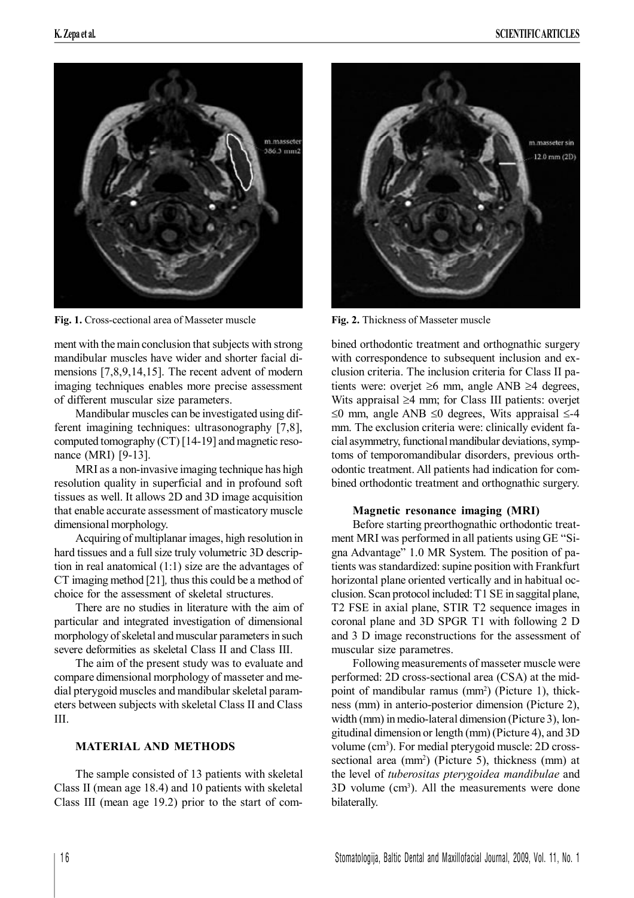**Fig. 1.** Cross-cectional area of Masseter muscle

**Fig. 2.** Thickness of Masseter muscle

ment with the main conclusion that subjects with strong mandibular muscles have wider and shorter facial dimensions [7,8,9,14,15]. The recent advent of modern imaging techniques enables more precise assessment of different muscular size parameters.

Mandibular muscles can be investigated using different imagining techniques: ultrasonography [7,8], computed tomography (CT) [14-19] and magnetic resonance (MRI) [9-13].

MRI as a non-invasive imaging technique has high resolution quality in superficial and in profound soft tissues as well. It allows 2D and 3D image acquisition that enable accurate assessment of masticatory muscle dimensional morphology.

Acquiring of multiplanar images, high resolution in hard tissues and a full size truly volumetric 3D description in real anatomical (1:1) size are the advantages of CT imaging method [21], thus this could be a method of choice for the assessment of skeletal structures.

There are no studies in literature with the aim of particular and integrated investigation of dimensional morphology of skeletal and muscular parameters in such severe deformities as skeletal Class II and Class III.

The aim of the present study was to evaluate and compare dimensional morphology of masseter and medial pterygoid muscles and mandibular skeletal parameters between subjects with skeletal Class II and Class III.

## MATERIAL AND METHODS

The sample consisted of 13 patients with skeletal Class II (mean age 18.4) and 10 patients with skeletal Class III (mean age 19.2) prior to the start of combined orthodontic treatment and orthognathic surgery with correspondence to subsequent inclusion and exclusion criteria. The inclusion criteria for Class II patients were: overjet ≥6 mm, angle ANB ≥4 degrees, Wits appraisal ≥4 mm; for Class III patients: overjet ≤0 mm, angle ANB ≤0 degrees, Wits appraisal ≤-4 mm. The exclusion criteria were: clinically evident facial asymmetry, functional mandibular deviations, symptoms of temporomandibular disorders, previous orthodontic treatment. All patients had indication for combined orthodontic treatment and orthognathic surgery.

### Magnetic resonance imaging (MRI)

Before starting preorthognathic orthodontic treatment MRI was performed in all patients using GE "Signa Advantage" 1.0 MR System. The position of patients was standardized: supine position with Frankfurt horizontal plane oriented vertically and in habitual occlusion. Scan protocol included: T1 SE in saggital plane, T2 FSE in axial plane, STIR T2 sequence images in coronal plane and 3D SPGR T1 with following 2 D and 3 D image reconstructions for the assessment of muscular size parametres.

Following measurements of masseter muscle were performed: 2D cross-sectional area (CSA) at the midpoint of mandibular ramus (mm$^2$) (Picture 1), thickness (mm) in anterio-posterior dimension (Picture 2), width (mm) in medio-lateral dimension (Picture 3), longitudinal dimension or length (mm) (Picture 4), and 3D volume (cm$^3$). For medial pterygoid muscle: 2D cross-sectional area (mm$^2$) (Picture 5), thickness (mm) at the level of *tuberositas pterygoidea mandibulae* and 3D volume (cm$^3$). All the measurements were done bilaterally.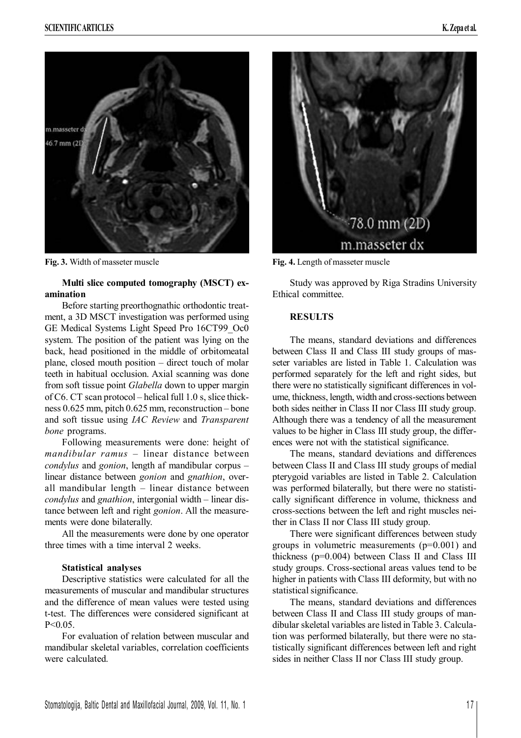Fig. 3. Width of masseter muscle

Fig. 4. Length of masseter muscle

**Multi slice computed tomography (MSCT) examination**

Before starting preorthognathic orthodontic treatment, a 3D MSCT investigation was performed using GE Medical Systems Light Speed Pro 16CT99_Oc0 system. The position of the patient was lying on the back, head positioned in the middle of orbitomeatal plane, closed mouth position – direct touch of molar teeth in habitual occlusion. Axial scanning was done from soft tissue point *Glabella* down to upper margin of C6. CT scan protocol – helical full 1.0 s, slice thickness 0.625 mm, pitch 0.625 mm, reconstruction – bone and soft tissue using *IAC Review* and *Transparent bone* programs.

Following measurements were done: height of *mandibular ramus* – linear distance between *condylus* and *gonion*, length af mandibular corpus – linear distance between *gonion* and *gnathion*, overall mandibular length – linear distance between *condylus* and *gnathion*, intergonial width – linear distance between left and right *gonion*. All the measurements were done bilaterally.

All the measurements were done by one operator three times with a time interval 2 weeks.

**Statistical analyses**

Descriptive statistics were calculated for all the measurements of muscular and mandibular structures and the difference of mean values were tested using t-test. The differences were considered significant at $P<0.05$.

For evaluation of relation between muscular and mandibular skeletal variables, correlation coefficients were calculated.

Study was approved by Riga Stradins University Ethical committee.

## RESULTS

The means, standard deviations and differences between Class II and Class III study groups of masseter variables are listed in Table 1. Calculation was performed separately for the left and right sides, but there were no statistically significant differences in volume, thickness, length, width and cross-sections between both sides neither in Class II nor Class III study group. Although there was a tendency of all the measurement values to be higher in Class III study group, the differences were not with the statistical significance.

The means, standard deviations and differences between Class II and Class III study groups of medial pterygoid variables are listed in Table 2. Calculation was performed bilaterally, but there were no statistically significant difference in volume, thickness and cross-sections between the left and right muscles neither in Class II nor Class III study group.

There were significant differences between study groups in volumetric measurements ($p=0.001$) and thickness ($p=0.004$) between Class II and Class III study groups. Cross-sectional areas values tend to be higher in patients with Class III deformity, but with no statistical significance.

The means, standard deviations and differences between Class II and Class III study groups of mandibular skeletal variables are listed in Table 3. Calculation was performed bilaterally, but there were no statistically significant differences between left and right sides in neither Class II nor Class III study group.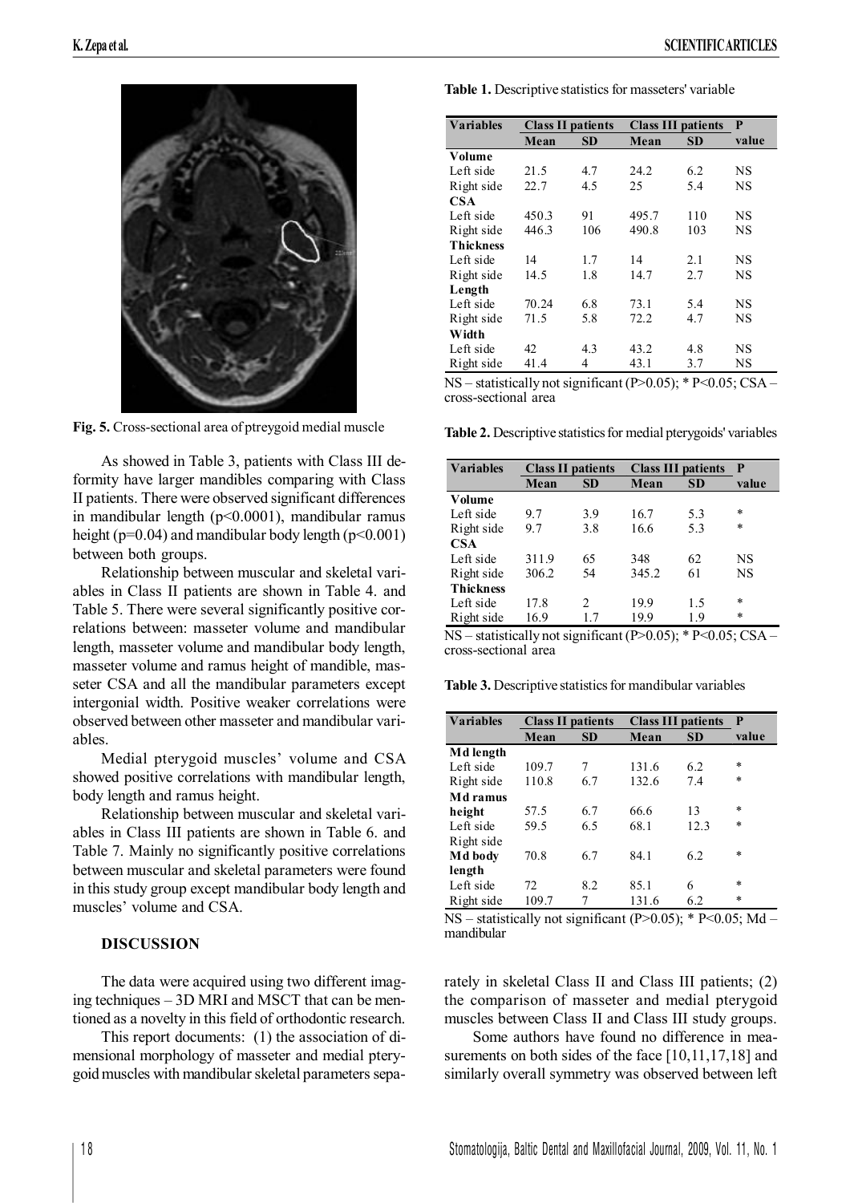Fig. 5. Cross-sectional area of ptreygoid medial muscle

As showed in Table 3, patients with Class III deformity have larger mandibles comparing with Class II patients. There were observed significant differences in mandibular length (p<0.0001), mandibular ramus height (p=0.04) and mandibular body length (p<0.001) between both groups.

Relationship between muscular and skeletal variables in Class II patients are shown in Table 4. and Table 5. There were several significantly positive correlations between: masseter volume and mandibular length, masseter volume and mandibular body length, masseter volume and ramus height of mandible, masseter CSA and all the mandibular parameters except intergonial width. Positive weaker correlations were observed between other masseter and mandibular variables.

Medial pterygoid muscles' volume and CSA showed positive correlations with mandibular length, body length and ramus height.

Relationship between muscular and skeletal variables in Class III patients are shown in Table 6. and Table 7. Mainly no significantly positive correlations between muscular and skeletal parameters were found in this study group except mandibular body length and muscles' volume and CSA.

**Table 1.** Descriptive statistics for masseters' variable

| Variables | Class II patients | | Class III patients | | P value |
|---|---|---|---|---|---|
| | Mean | SD | Mean | SD | |
| **Volume** | | | | | |
| Left side | 21.5 | 4.7 | 24.2 | 6.2 | NS |
| Right side | 22.7 | 4.5 | 25 | 5.4 | NS |
| **CSA** | | | | | |
| Left side | 450.3 | 91 | 495.7 | 110 | NS |
| Right side | 446.3 | 106 | 490.8 | 103 | NS |
| **Thickness** | | | | | |
| Left side | 14 | 1.7 | 14 | 2.1 | NS |
| Right side | 14.5 | 1.8 | 14.7 | 2.7 | NS |
| **Length** | | | | | |
| Left side | 70.24 | 6.8 | 73.1 | 5.4 | NS |
| Right side | 71.5 | 5.8 | 72.2 | 4.7 | NS |
| **Width** | | | | | |
| Left side | 42 | 4.3 | 43.2 | 4.8 | NS |
| Right side | 41.4 | 4 | 43.1 | 3.7 | NS |

NS – statistically not significant (P>0.05); * P<0.05; CSA – cross-sectional area

**Table 2.** Descriptive statistics for medial pterygoids' variables

| Variables | Class II patients | | Class III patients | | P value |
|---|---|---|---|---|---|
| | Mean | SD | Mean | SD | |
| **Volume** | | | | | |
| Left side | 9.7 | 3.9 | 16.7 | 5.3 | * |
| Right side | 9.7 | 3.8 | 16.6 | 5.3 | * |
| **CSA** | | | | | |
| Left side | 311.9 | 65 | 348 | 62 | NS |
| Right side | 306.2 | 54 | 345.2 | 61 | NS |
| **Thickness** | | | | | |
| Left side | 17.8 | 2 | 19.9 | 1.5 | * |
| Right side | 16.9 | 1.7 | 19.9 | 1.9 | * |

NS – statistically not significant (P>0.05); * P<0.05; CSA – cross-sectional area

**Table 3.** Descriptive statistics for mandibular variables

| Variables | Class II patients | | Class III patients | | P value |
|---|---|---|---|---|---|
| | Mean | SD | Mean | SD | |
| **Md length** | | | | | |
| Left side | 109.7 | 7 | 131.6 | 6.2 | * |
| Right side | 110.8 | 6.7 | 132.6 | 7.4 | * |
| **Md ramus height** | | | | | |
| Left side | 57.5 | 6.7 | 66.6 | 13 | * |
| Right side | 59.5 | 6.5 | 68.1 | 12.3 | * |
| **Md body length** | 70.8 | 6.7 | 84.1 | 6.2 | * |
| Left side | 72 | 8.2 | 85.1 | 6 | * |
| Right side | 109.7 | 7 | 131.6 | 6.2 | * |

NS – statistically not significant (P>0.05); * P<0.05; Md – mandibular

## DISCUSSION

The data were acquired using two different imaging techniques – 3D MRI and MSCT that can be mentioned as a novelty in this field of orthodontic research.

This report documents: (1) the association of dimensional morphology of masseter and medial pterygoid muscles with mandibular skeletal parameters separately in skeletal Class II and Class III patients; (2) the comparison of masseter and medial pterygoid muscles between Class II and Class III study groups.

Some authors have found no difference in measurements on both sides of the face [10,11,17,18] and similarly overall symmetry was observed between left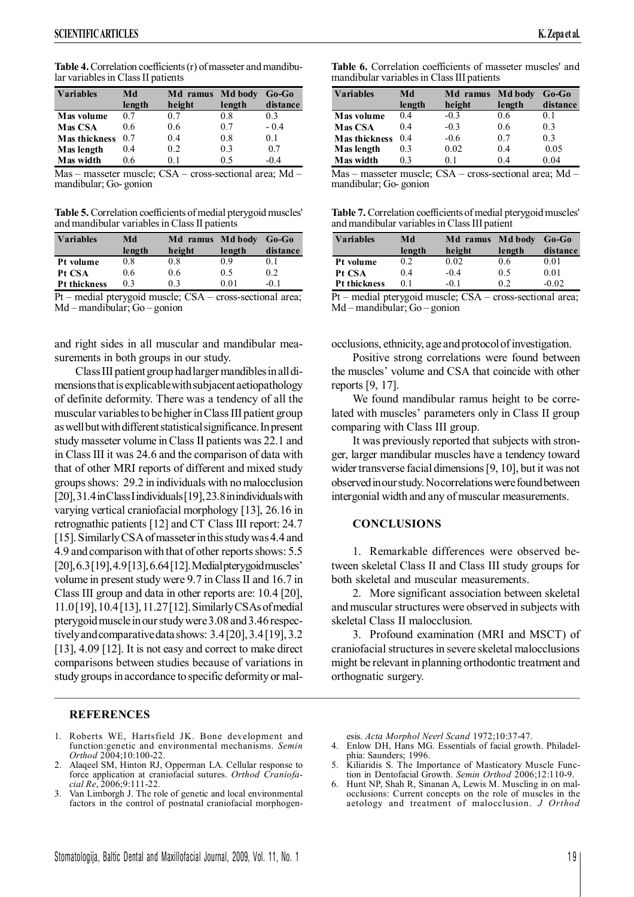**Table 4.** Correlation coefficients (r) of masseter and mandibular variables in Class II patients

| Variables | Md length | Md ramus height | Md body length | Go-Go distance |
|---|---|---|---|---|
| Mas volume | 0.7 | 0.7 | 0.8 | 0.3 |
| Mas CSA | 0.6 | 0.6 | 0.7 | - 0.4 |
| Mas thickness | 0.7 | 0.4 | 0.8 | 0.1 |
| Mas length | 0.4 | 0.2 | 0.3 | 0.7 |
| Mas width | 0.6 | 0.1 | 0.5 | -0.4 |

Mas – masseter muscle; CSA – cross-sectional area; Md – mandibular; Go- gonion

**Table 5.** Correlation coefficients of medial pterygoid muscles' and mandibular variables in Class II patients

| Variables | Md length | Md ramus height | Md body length | Go-Go distance |
|---|---|---|---|---|
| Pt volume | 0.8 | 0.8 | 0.9 | 0.1 |
| Pt CSA | 0.6 | 0.6 | 0.5 | 0.2 |
| Pt thickness | 0.3 | 0.3 | 0.01 | -0.1 |

Pt – medial pterygoid muscle; CSA – cross-sectional area; Md – mandibular; Go – gonion

and right sides in all muscular and mandibular measurements in both groups in our study.

Class III patient group had larger mandibles in all dimensions that is explicable with subjacent aetiopathology of definite deformity. There was a tendency of all the muscular variables to be higher in Class III patient group as well but with different statistical significance. In present study masseter volume in Class II patients was 22.1 and in Class III it was 24.6 and the comparison of data with that of other MRI reports of different and mixed study groups shows: 29.2 in individuals with no malocclusion [20], 31.4 in Class I individuals [19], 23.8 in individuals with varying vertical craniofacial morphology [13], 26.16 in retrognathic patients [12] and CT Class III report: 24.7 [15]. Similarly CSA of masseter in this study was 4.4 and 4.9 and comparison with that of other reports shows: 5.5 [20], 6.3 [19], 4.9 [13], 6.64 [12]. Medial pterygoid muscles' volume in present study were 9.7 in Class II and 16.7 in Class III group and data in other reports are: 10.4 [20], 11.0 [19], 10.4 [13], 11.27 [12]. Similarly CSAs of medial pterygoid muscle in our study were 3.08 and 3.46 respectively and comparative data shows: 3.4 [20], 3.4 [19], 3.2 [13], 4.09 [12]. It is not easy and correct to make direct comparisons between studies because of variations in study groups in accordance to specific deformity or malocclusions, ethnicity, age and protocol of investigation.

**Table 6.** Correlation coefficients of masseter muscles' and mandibular variables in Class III patients

| Variables | Md length | Md ramus height | Md body length | Go-Go distance |
|---|---|---|---|---|
| Mas volume | 0.4 | -0.3 | 0.6 | 0.1 |
| Mas CSA | 0.4 | -0.3 | 0.6 | 0.3 |
| Mas thickness | 0.4 | -0.6 | 0.7 | 0.3 |
| Mas length | 0.3 | 0.02 | 0.4 | 0.05 |
| Mas width | 0.3 | 0.1 | 0.4 | 0.04 |

Mas – masseter muscle; CSA – cross-sectional area; Md – mandibular; Go- gonion

**Table 7.** Correlation coefficients of medial pterygoid muscles' and mandibular variables in Class III patient

| Variables | Md length | Md ramus height | Md body length | Go-Go distance |
|---|---|---|---|---|
| Pt volume | 0.2 | 0.02 | 0.6 | 0.01 |
| Pt CSA | 0.4 | -0.4 | 0.5 | 0.01 |
| Pt thickness | 0.1 | -0.1 | 0.2 | -0.02 |

Pt – medial pterygoid muscle; CSA – cross-sectional area; Md – mandibular; Go – gonion

Positive strong correlations were found between the muscles' volume and CSA that coincide with other reports [9, 17].

We found mandibular ramus height to be correlated with muscles' parameters only in Class II group comparing with Class III group.

It was previously reported that subjects with stronger, larger mandibular muscles have a tendency toward wider transverse facial dimensions [9, 10], but it was not observed in our study. No correlations were found between intergonial width and any of muscular measurements.

## CONCLUSIONS

1. Remarkable differences were observed between skeletal Class II and Class III study groups for both skeletal and muscular measurements.

2. More significant association between skeletal and muscular structures were observed in subjects with skeletal Class II malocclusion.

3. Profound examination (MRI and MSCT) of craniofacial structures in severe skeletal malocclusions might be relevant in planning orthodontic treatment and orthognatic surgery.

## REFERENCES

1. Roberts WE, Hartsfield JK. Bone development and function:genetic and environmental mechanisms. *Semin Orthod* 2004;10:100-22.
2. Alaqeel SM, Hinton RJ, Opperman LA. Cellular response to force application at craniofacial sutures. *Orthod Craniofacial Re*, 2006;9:111-22.
3. Van Limborgh J. The role of genetic and local environmental factors in the control of postnatal craniofacial morphogenesis. *Acta Morphol Neerl Scand* 1972;10:37-47.
4. Enlow DH, Hans MG. Essentials of facial growth. Philadelphia: Saunders; 1996.
5. Kiliaridis S. The Importance of Masticatory Muscle Function in Dentofacial Growth. *Semin Orthod* 2006;12:110-9.
6. Hunt NP, Shah R, Sinanan A, Lewis M. Muscling in on malocclusions: Current concepts on the role of muscles in the aetology and treatment of malocclusion. *J Orthod*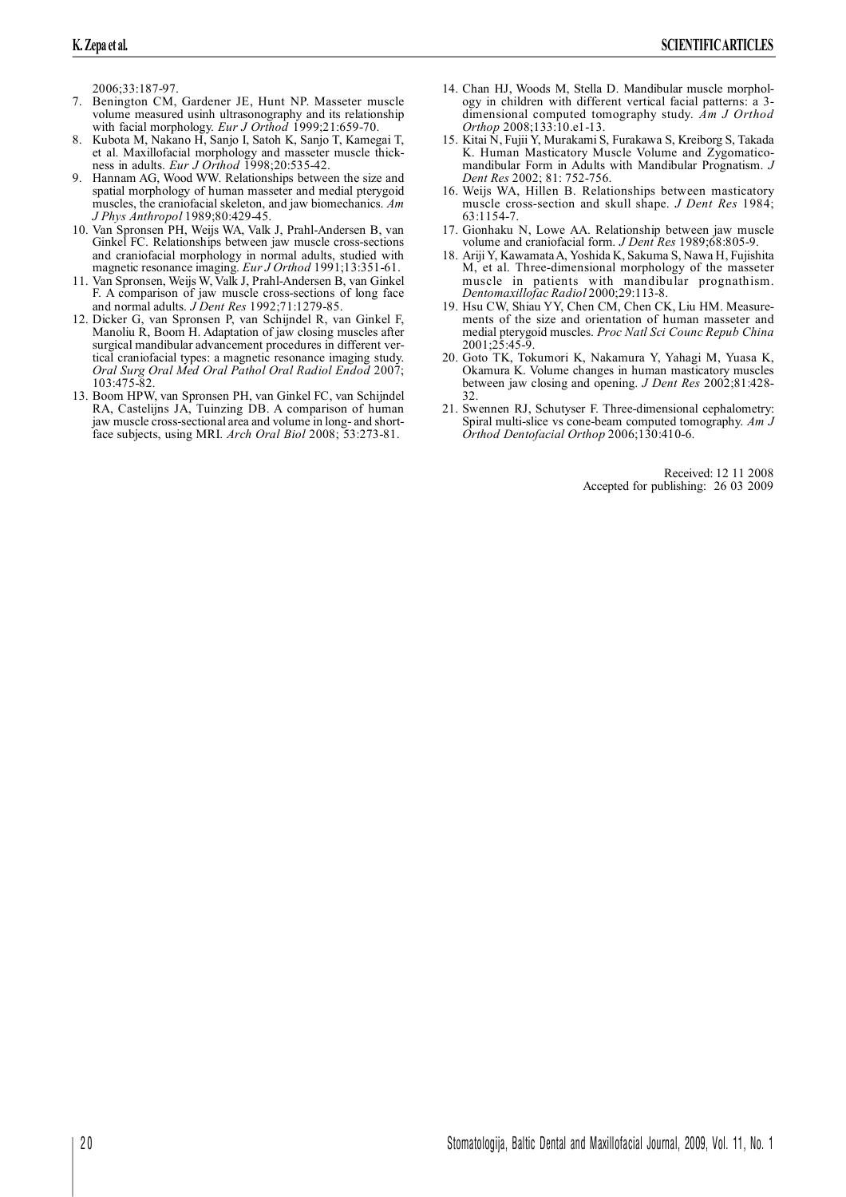2006;33:187-97.

7. Benington CM, Gardener JE, Hunt NP. Masseter muscle volume measured usinh ultrasonography and its relationship with facial morphology. *Eur J Orthod* 1999;21:659-70.
8. Kubota M, Nakano H, Sanjo I, Satoh K, Sanjo T, Kamegai T, et al. Maxillofacial morphology and masseter muscle thickness in adults. *Eur J Orthod* 1998;20:535-42.
9. Hannam AG, Wood WW. Relationships between the size and spatial morphology of human masseter and medial pterygoid muscles, the craniofacial skeleton, and jaw biomechanics. *Am J Phys Anthropol* 1989;80:429-45.
10. Van Spronsen PH, Weijs WA, Valk J, Prahl-Andersen B, van Ginkel FC. Relationships between jaw muscle cross-sections and craniofacial morphology in normal adults, studied with magnetic resonance imaging. *Eur J Orthod* 1991;13:351-61.
11. Van Spronsen, Weijs W, Valk J, Prahl-Andersen B, van Ginkel F. A comparison of jaw muscle cross-sections of long face and normal adults. *J Dent Res* 1992;71:1279-85.
12. Dicker G, van Spronsen P, van Schijndel R, van Ginkel F, Manoliu R, Boom H. Adaptation of jaw closing muscles after surgical mandibular advancement procedures in different vertical craniofacial types: a magnetic resonance imaging study. *Oral Surg Oral Med Oral Pathol Oral Radiol Endod* 2007; 103:475-82.
13. Boom HPW, van Spronsen PH, van Ginkel FC, van Schijndel RA, Castelijns JA, Tuinzing DB. A comparison of human jaw muscle cross-sectional area and volume in long- and short-face subjects, using MRI. *Arch Oral Biol* 2008; 53:273-81.
14. Chan HJ, Woods M, Stella D. Mandibular muscle morphology in children with different vertical facial patterns: a 3-dimensional computed tomography study. *Am J Orthod Orthop* 2008;133:10.e1-13.
15. Kitai N, Fujii Y, Murakami S, Furakawa S, Kreiborg S, Takada K. Human Masticatory Muscle Volume and Zygomatico-mandibular Form in Adults with Mandibular Prognatism. *J Dent Res* 2002; 81: 752-756.
16. Weijs WA, Hillen B. Relationships between masticatory muscle cross-section and skull shape. *J Dent Res* 1984; 63:1154-7.
17. Gionhaku N, Lowe AA. Relationship between jaw muscle volume and craniofacial form. *J Dent Res* 1989;68:805-9.
18. Ariji Y, Kawamata A, Yoshida K, Sakuma S, Nawa H, Fujishita M, et al. Three-dimensional morphology of the masseter muscle in patients with mandibular prognathism. *Dentomaxillofac Radiol* 2000;29:113-8.
19. Hsu CW, Shiau YY, Chen CM, Chen CK, Liu HM. Measurements of the size and orientation of human masseter and medial pterygoid muscles. *Proc Natl Sci Counc Repub China* 2001;25:45-9.
20. Goto TK, Tokumori K, Nakamura Y, Yahagi M, Yuasa K, Okamura K. Volume changes in human masticatory muscles between jaw closing and opening. *J Dent Res* 2002;81:428-32.
21. Swennen RJ, Schutyser F. Three-dimensional cephalometry: Spiral multi-slice vs cone-beam computed tomography. *Am J Orthod Dentofacial Orthop* 2006;130:410-6.

Received: 12 11 2008
Accepted for publishing: 26 03 2009